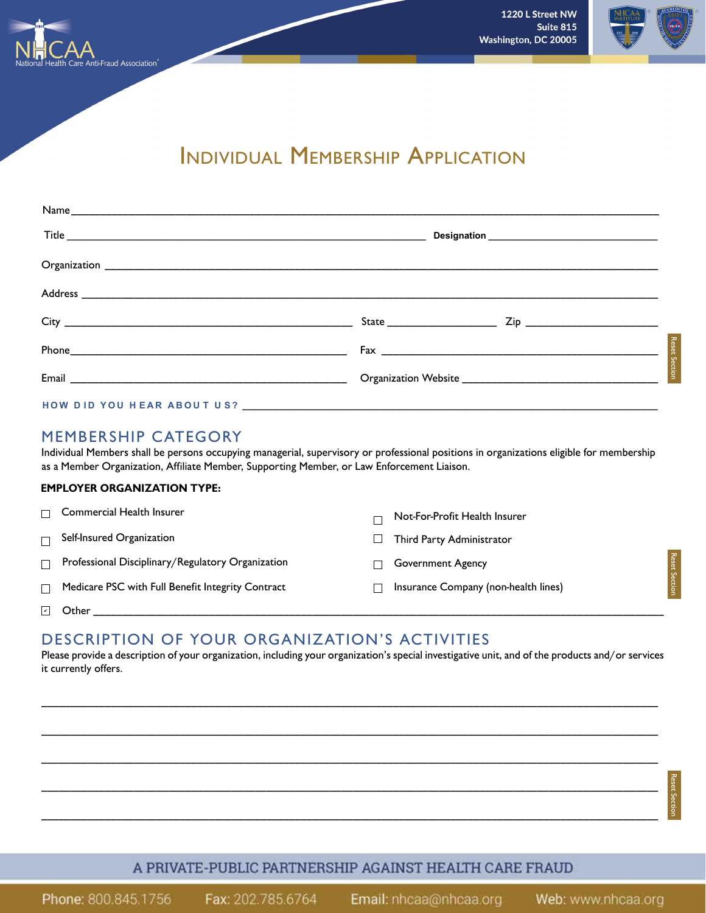NHCAA
National Health Care Anti-Fraud Association®

1220 L Street NW
Suite 815
Washington, DC 20005

# Individual Membership Application

Name ______________________________________________

Title ______________________________ Designation ______________________

Organization ______________________________________________

Address ______________________________________________

City ______________________ State ____________ Zip ____________

Phone ______________________ Fax ______________________

Email ______________________ Organization Website ______________________

**HOW DID YOU HEAR ABOUT US?** ______________________________________________

Reset Section

## MEMBERSHIP CATEGORY

Individual Members shall be persons occupying managerial, supervisory or professional positions in organizations eligible for membership as a Member Organization, Affiliate Member, Supporting Member, or Law Enforcement Liaison.

**EMPLOYER ORGANIZATION TYPE:**

- ☐ Commercial Health Insurer
- ☐ Not-For-Profit Health Insurer
- ☐ Self-Insured Organization
- ☐ Third Party Administrator
- ☐ Professional Disciplinary/Regulatory Organization
- ☐ Government Agency
- ☐ Medicare PSC with Full Benefit Integrity Contract
- ☐ Insurance Company (non-health lines)
- ☑ Other ______________________________________________

Reset Section

## DESCRIPTION OF YOUR ORGANIZATION'S ACTIVITIES

Please provide a description of your organization, including your organization's special investigative unit, and of the products and/or services it currently offers.

______________________________________________

______________________________________________

______________________________________________

______________________________________________

______________________________________________

Reset Section

A PRIVATE-PUBLIC PARTNERSHIP AGAINST HEALTH CARE FRAUD

Phone: 800.845.1756 Fax: 202.785.6764 Email: nhcaa@nhcaa.org Web: www.nhcaa.org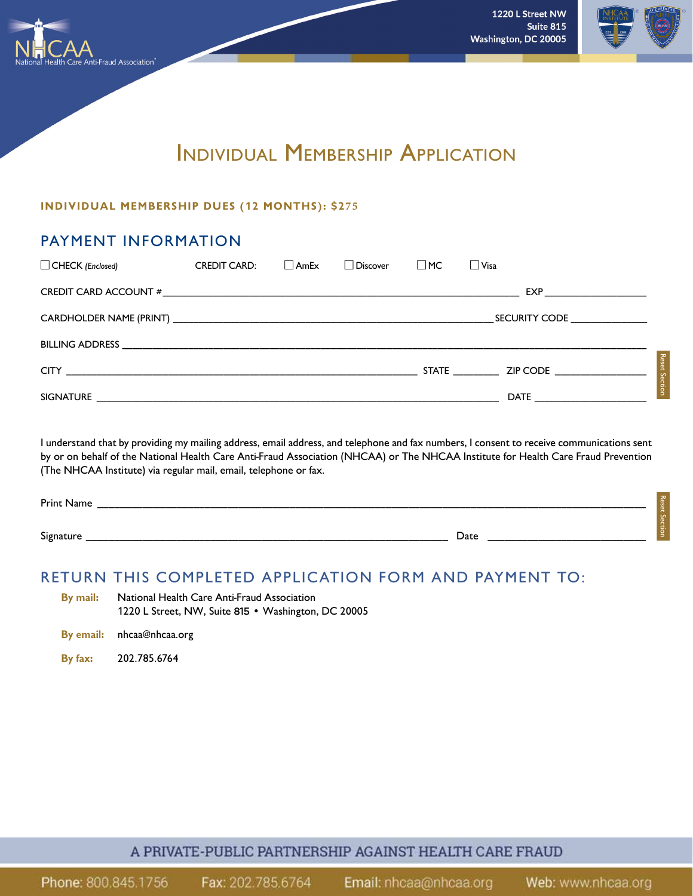# Individual Membership Application

**INDIVIDUAL MEMBERSHIP DUES (12 MONTHS): $275**

## PAYMENT INFORMATION

☐ CHECK *(Enclosed)*     CREDIT CARD: ☐ AmEx ☐ Discover ☐ MC ☐ Visa

CREDIT CARD ACCOUNT # ______________________________ EXP ____________

CARDHOLDER NAME (PRINT) ______________________________ SECURITY CODE ____________

BILLING ADDRESS ______________________________

CITY ______________________________ STATE ________ ZIP CODE ____________

SIGNATURE ______________________________ DATE ____________

I understand that by providing my mailing address, email address, and telephone and fax numbers, I consent to receive communications sent by or on behalf of the National Health Care Anti-Fraud Association (NHCAA) or The NHCAA Institute for Health Care Fraud Prevention (The NHCAA Institute) via regular mail, email, telephone or fax.

Print Name ______________________________

Signature ______________________________ Date ____________

## RETURN THIS COMPLETED APPLICATION FORM AND PAYMENT TO:

**By mail:** National Health Care Anti-Fraud Association
1220 L Street, NW, Suite 815 • Washington, DC 20005

**By email:** nhcaa@nhcaa.org

**By fax:** 202.785.6764

A PRIVATE-PUBLIC PARTNERSHIP AGAINST HEALTH CARE FRAUD

Phone: 800.845.1756   Fax: 202.785.6764   Email: nhcaa@nhcaa.org   Web: www.nhcaa.org